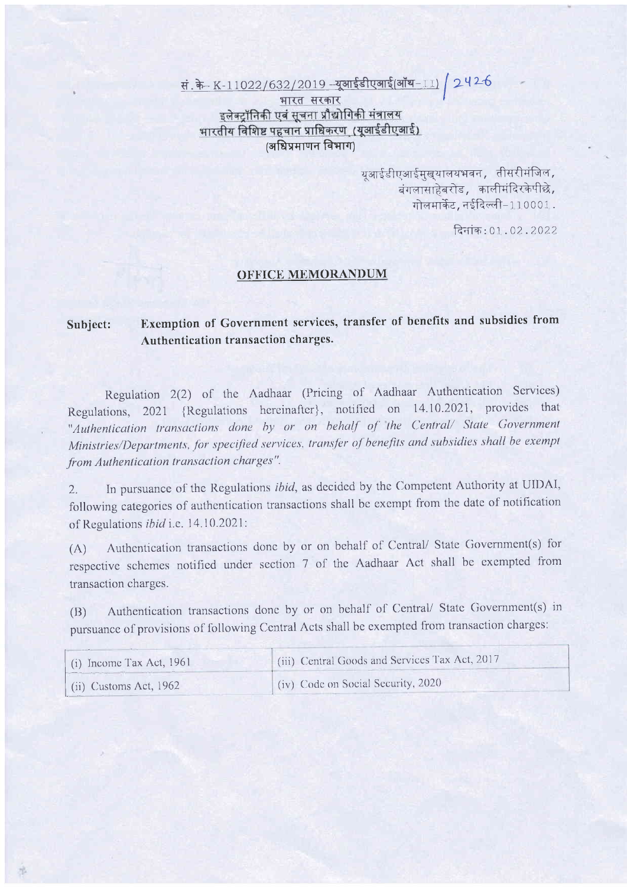सं.के- K-11022/632/2019 -यूआईडीएआई(ऑथ-II) / 2426

भारत सरकार

इलेक्ट्रॉनिकी एवं सूचना प्रौद्योगिकी मंत्रालय

भारतीय विशिष्ट पहचान प्राधिकरण (यूआईडीएआई)

(अधिप्रमाणन विभाग)

यूआईडीएआईमुख्यालयभवन, तीसरीमंजिल,
बंगलासाहेबरोड, कालीमंदिरकेपीछे,
गोलमार्केट, नईदिल्ली-110001.

दिनांक: 01.02.2022

## OFFICE MEMORANDUM

**Subject: Exemption of Government services, transfer of benefits and subsidies from Authentication transaction charges.**

Regulation 2(2) of the Aadhaar (Pricing of Aadhaar Authentication Services) Regulations, 2021 {Regulations hereinafter}, notified on 14.10.2021, provides that *"Authentication transactions done by or on behalf of the Central/ State Government Ministries/Departments, for specified services, transfer of benefits and subsidies shall be exempt from Authentication transaction charges".*

2. In pursuance of the Regulations *ibid*, as decided by the Competent Authority at UIDAI, following categories of authentication transactions shall be exempt from the date of notification of Regulations *ibid* i.e. 14.10.2021:

(A) Authentication transactions done by or on behalf of Central/ State Government(s) for respective schemes notified under section 7 of the Aadhaar Act shall be exempted from transaction charges.

(B) Authentication transactions done by or on behalf of Central/ State Government(s) in pursuance of provisions of following Central Acts shall be exempted from transaction charges:

| | |
|---|---|
| (i) Income Tax Act, 1961 | (iii) Central Goods and Services Tax Act, 2017 |
| (ii) Customs Act, 1962 | (iv) Code on Social Security, 2020 |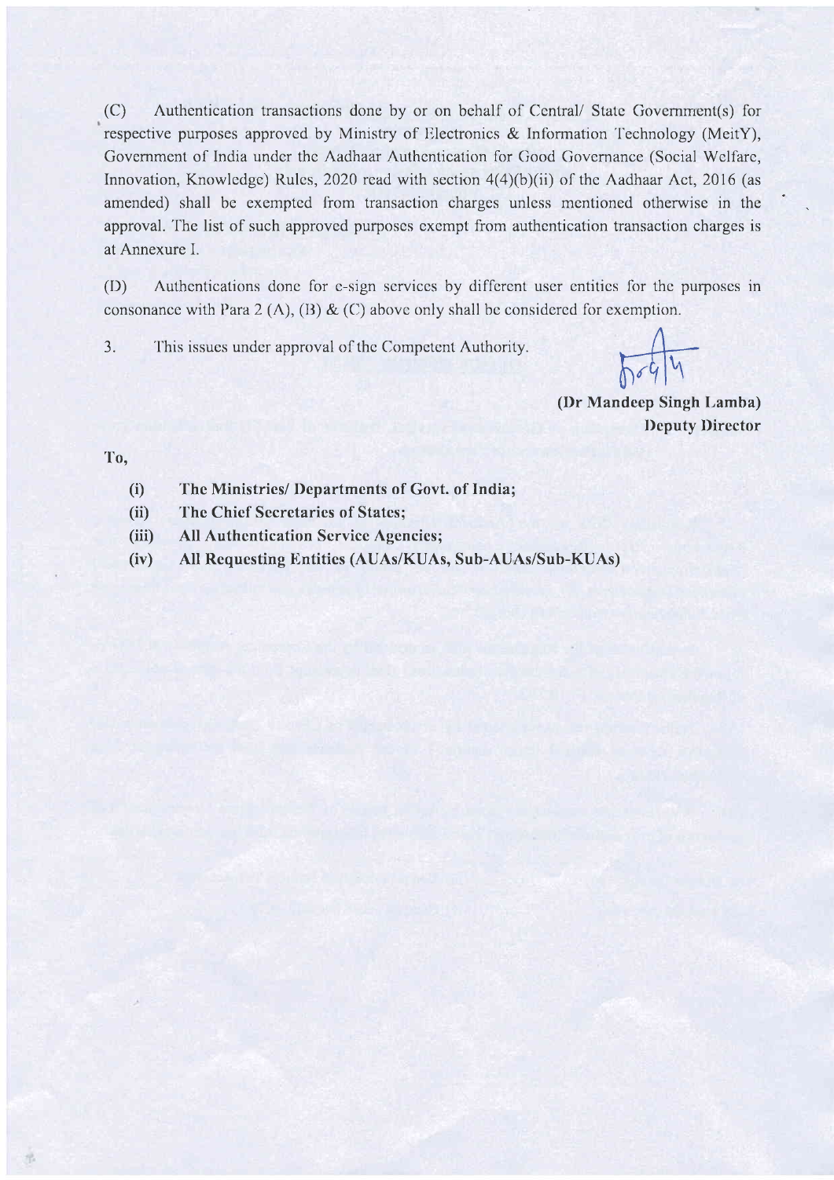(C) Authentication transactions done by or on behalf of Central/ State Government(s) for respective purposes approved by Ministry of Electronics & Information Technology (MeitY), Government of India under the Aadhaar Authentication for Good Governance (Social Welfare, Innovation, Knowledge) Rules, 2020 read with section 4(4)(b)(ii) of the Aadhaar Act, 2016 (as amended) shall be exempted from transaction charges unless mentioned otherwise in the approval. The list of such approved purposes exempt from authentication transaction charges is at Annexure I.

(D) Authentications done for e-sign services by different user entities for the purposes in consonance with Para 2 (A), (B) & (C) above only shall be considered for exemption.

3. This issues under approval of the Competent Authority.

**(Dr Mandeep Singh Lamba)**
**Deputy Director**

To,

**(i) The Ministries/ Departments of Govt. of India;**
**(ii) The Chief Secretaries of States;**
**(iii) All Authentication Service Agencies;**
**(iv) All Requesting Entities (AUAs/KUAs, Sub-AUAs/Sub-KUAs)**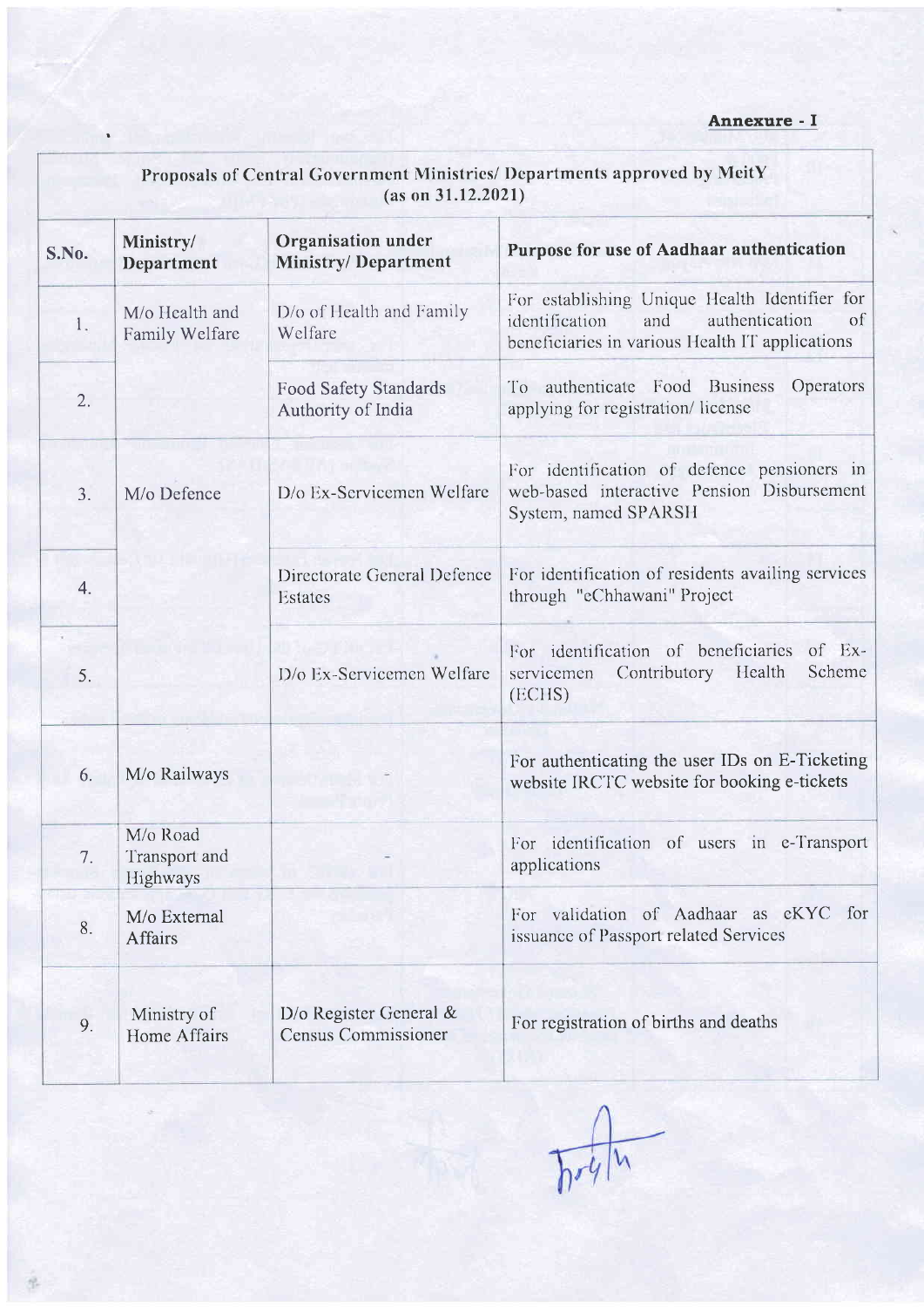**Annexure - I**

| Proposals of Central Government Ministries/ Departments approved by MeitY (as on 31.12.2021) | | | |
|---|---|---|---|
| **S.No.** | **Ministry/ Department** | **Organisation under Ministry/ Department** | **Purpose for use of Aadhaar authentication** |
| 1. | M/o Health and Family Welfare | D/o of Health and Family Welfare | For establishing Unique Health Identifier for identification and authentication of beneficiaries in various Health IT applications |
| 2. | | Food Safety Standards Authority of India | To authenticate Food Business Operators applying for registration/ license |
| 3. | M/o Defence | D/o Ex-Servicemen Welfare | For identification of defence pensioners in web-based interactive Pension Disbursement System, named SPARSH |
| 4. | | Directorate General Defence Estates | For identification of residents availing services through "eChhawani" Project |
| 5. | | D/o Ex-Servicemen Welfare | For identification of beneficiaries of Ex-servicemen Contributory Health Scheme (ECHS) |
| 6. | M/o Railways | - | For authenticating the user IDs on E-Ticketing website IRCTC website for booking e-tickets |
| 7. | M/o Road Transport and Highways | - | For identification of users in e-Transport applications |
| 8. | M/o External Affairs | | For validation of Aadhaar as eKYC for issuance of Passport related Services |
| 9. | Ministry of Home Affairs | D/o Register General & Census Commissioner | For registration of births and deaths |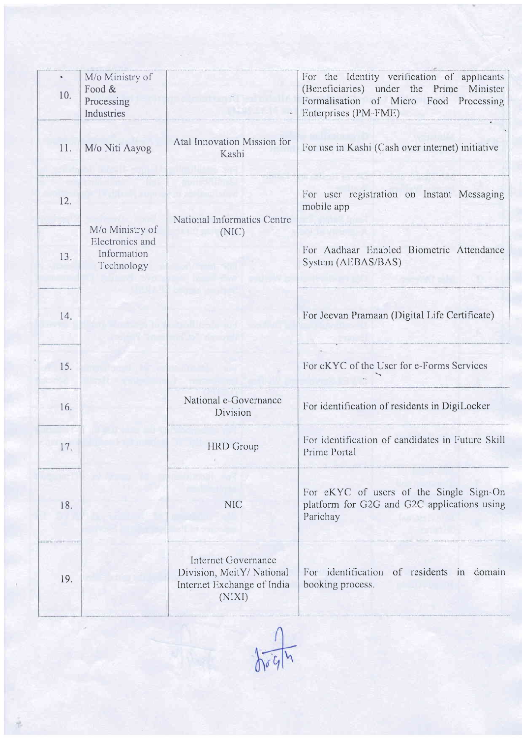| 10. | M/o Ministry of Food & Processing Industries | | For the Identity verification of applicants (Beneficiaries) under the Prime Minister Formalisation of Micro Food Processing Enterprises (PM-FME) |
|---|---|---|---|
| 11. | M/o Niti Aayog | Atal Innovation Mission for Kashi | For use in Kashi (Cash over internet) initiative |
| 12. | M/o Ministry of Electronics and Information Technology | National Informatics Centre (NIC) | For user registration on Instant Messaging mobile app |
| 13. | | | For Aadhaar Enabled Biometric Attendance System (AEBAS/BAS) |
| 14. | | | For Jeevan Pramaan (Digital Life Certificate) |
| 15. | | | For eKYC of the User for e-Forms Services |
| 16. | | National e-Governance Division | For identification of residents in DigiLocker |
| 17. | | HRD Group | For identification of candidates in Future Skill Prime Portal |
| 18. | | NIC | For eKYC of users of the Single Sign-On platform for G2G and G2C applications using Parichay |
| 19. | | Internet Governance Division, MeitY/ National Internet Exchange of India (NIXI) | For identification of residents in domain booking process. |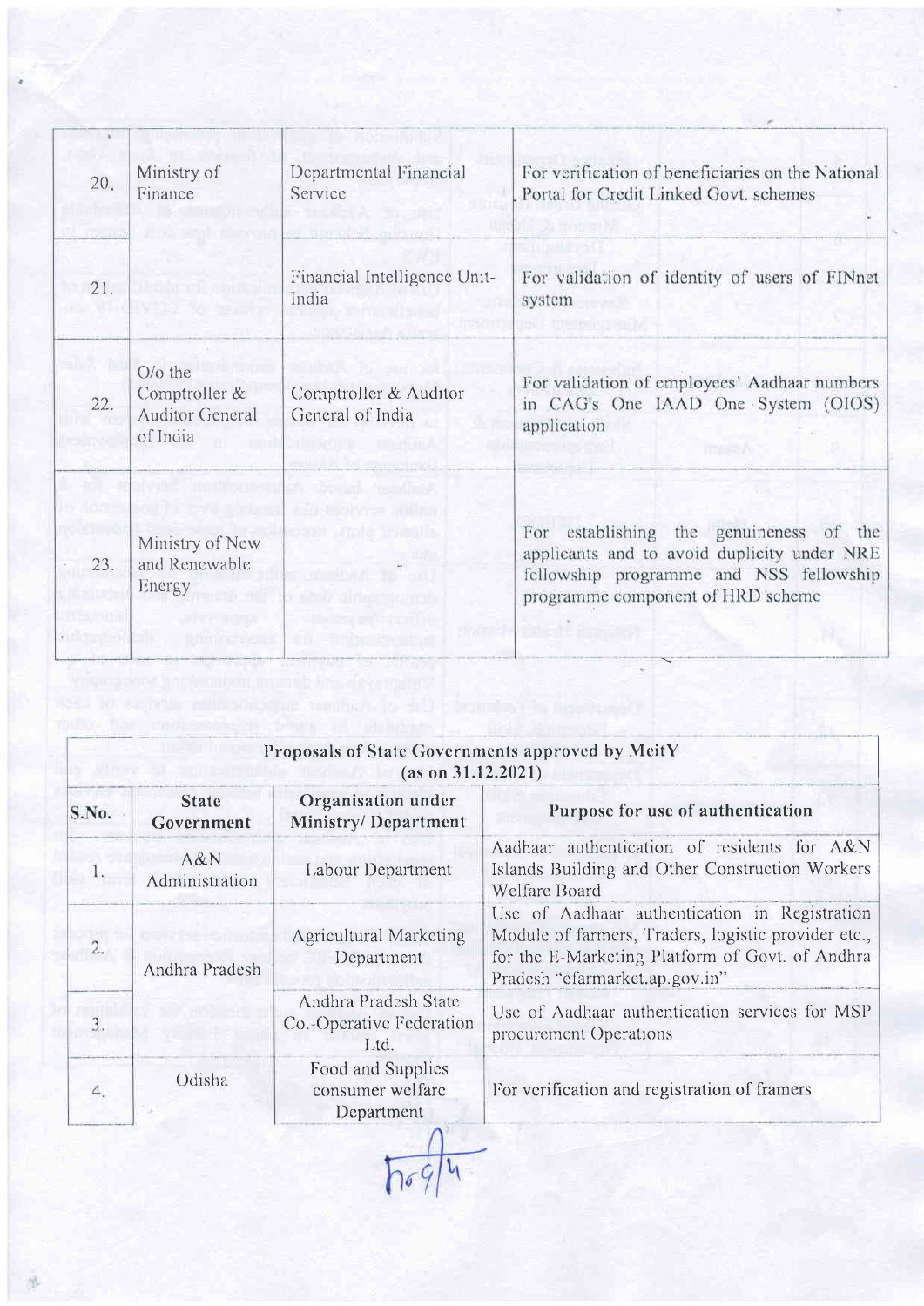| 20. | Ministry of Finance | Departmental Financial Service | For verification of beneficiaries on the National Portal for Credit Linked Govt. schemes |
|---|---|---|---|
| 21. | | Financial Intelligence Unit-India | For validation of identity of users of FINnet system |
| 22. | O/o the Comptroller & Auditor General of India | Comptroller & Auditor General of India | For validation of employees' Aadhaar numbers in CAG's One IAAD One System (OIOS) application |
| 23. | Ministry of New and Renewable Energy | - | For establishing the genuineness of the applicants and to avoid duplicity under NRE fellowship programme and NSS fellowship programme component of HRD scheme |

**Proposals of State Governments approved by MeitY (as on 31.12.2021)**

| S.No. | State Government | Organisation under Ministry/ Department | Purpose for use of authentication |
|---|---|---|---|
| 1. | A&N Administration | Labour Department | Aadhaar authentication of residents for A&N Islands Building and Other Construction Workers Welfare Board |
| 2. | Andhra Pradesh | Agricultural Marketing Department | Use of Aadhaar authentication in Registration Module of farmers, Traders, logistic provider etc., for the E-Marketing Platform of Govt. of Andhra Pradesh "efarmarket.ap.gov.in" |
| 3. | | Andhra Pradesh State Co.-Operative Federation Ltd. | Use of Aadhaar authentication services for MSP procurement Operations |
| 4. | Odisha | Food and Supplies consumer welfare Department | For verification and registration of framers |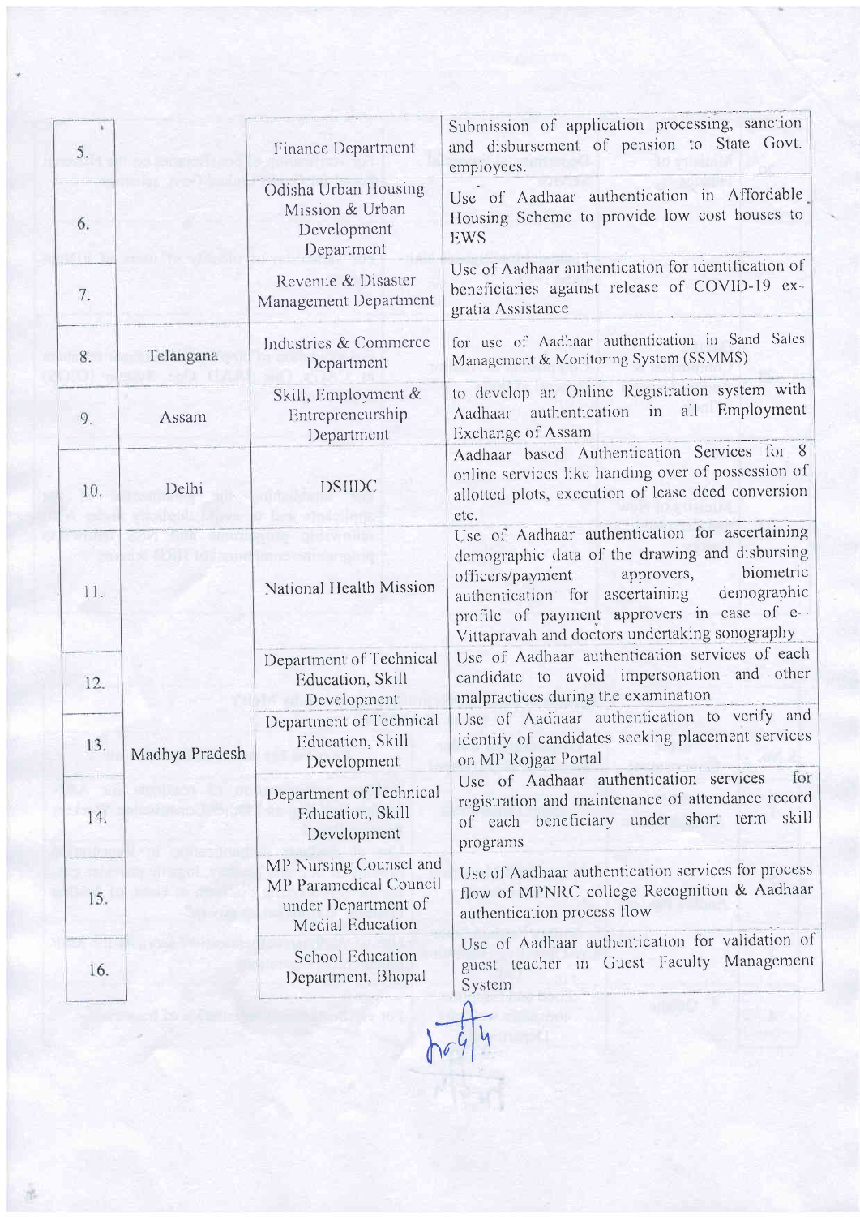| | | | |
|---|---|---|---|
| 5. | | Finance Department | Submission of application processing, sanction and disbursement of pension to State Govt. employees. |
| 6. | | Odisha Urban Housing Mission & Urban Development Department | Use of Aadhaar authentication in Affordable Housing Scheme to provide low cost houses to EWS |
| 7. | | Revenue & Disaster Management Department | Use of Aadhaar authentication for identification of beneficiaries against release of COVID-19 ex-gratia Assistance |
| 8. | Telangana | Industries & Commerce Department | for use of Aadhaar authentication in Sand Sales Management & Monitoring System (SSMMS) |
| 9. | Assam | Skill, Employment & Entrepreneurship Department | to develop an Online Registration system with Aadhaar authentication in all Employment Exchange of Assam |
| 10. | Delhi | DSIIDC | Aadhaar based Authentication Services for 8 online services like handing over of possession of allotted plots, execution of lease deed conversion etc. |
| 11. | Madhya Pradesh | National Health Mission | Use of Aadhaar authentication for ascertaining demographic data of the drawing and disbursing officers/payment approvers, biometric authentication for ascertaining demographic profile of payment approvers in case of e-Vittapravah and doctors undertaking sonography |
| 12. | | Department of Technical Education, Skill Development | Use of Aadhaar authentication services of each candidate to avoid impersonation and other malpractices during the examination |
| 13. | | Department of Technical Education, Skill Development | Use of Aadhaar authentication to verify and identify of candidates seeking placement services on MP Rojgar Portal |
| 14. | | Department of Technical Education, Skill Development | Use of Aadhaar authentication services for registration and maintenance of attendance record of each beneficiary under short term skill programs |
| 15. | | MP Nursing Counsel and MP Paramedical Council under Department of Medial Education | Use of Aadhaar authentication services for process flow of MPNRC college Recognition & Aadhaar authentication process flow |
| 16. | | School Education Department, Bhopal | Use of Aadhaar authentication for validation of guest teacher in Guest Faculty Management System |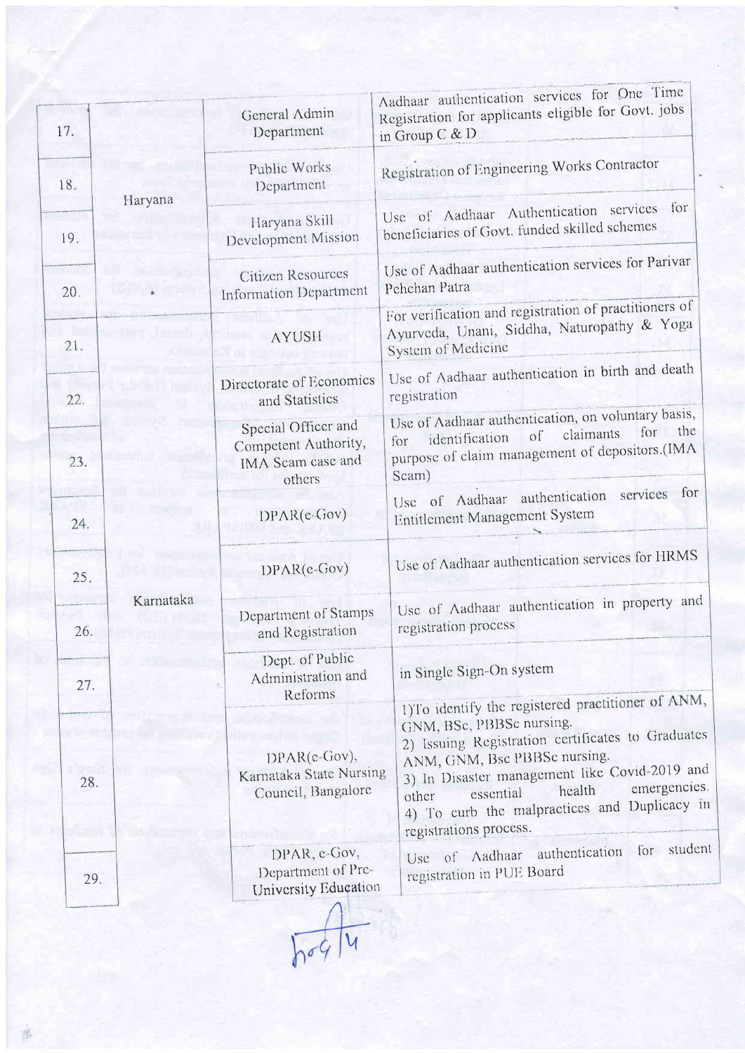| | | | |
|---|---|---|---|
| 17. | Haryana | General Admin Department | Aadhaar authentication services for One Time Registration for applicants eligible for Govt. jobs in Group C & D |
| 18. | | Public Works Department | Registration of Engineering Works Contractor |
| 19. | | Haryana Skill Development Mission | Use of Aadhaar Authentication services for beneficiaries of Govt. funded skilled schemes |
| 20. | | Citizen Resources Information Department | Use of Aadhaar authentication services for Parivar Pehchan Patra |
| 21. | | AYUSH | For verification and registration of practitioners of Ayurveda, Unani, Siddha, Naturopathy & Yoga System of Medicine |
| 22. | | Directorate of Economics and Statistics | Use of Aadhaar authentication in birth and death registration |
| 23. | Karnataka | Special Officer and Competent Authority, IMA Scam case and others | Use of Aadhaar authentication, on voluntary basis, for identification of claimants for the purpose of claim management of depositors.(IMA Scam) |
| 24. | | DPAR(e-Gov) | Use of Aadhaar authentication services for Entitlement Management System |
| 25. | | DPAR(e-Gov) | Use of Aadhaar authentication services for HRMS |
| 26. | | Department of Stamps and Registration | Use of Aadhaar authentication in property and registration process |
| 27. | | Dept. of Public Administration and Reforms | in Single Sign-On system |
| 28. | | DPAR(e-Gov), Karnataka State Nursing Council, Bangalore | 1)To identify the registered practitioner of ANM, GNM, BSc, PBBSc nursing.<br>2) Issuing Registration certificates to Graduates ANM, GNM, Bsc PBBSc nursing.<br>3) In Disaster management like Covid-2019 and other essential health emergencies.<br>4) To curb the malpractices and Duplicacy in registrations process. |
| 29. | | DPAR, e-Gov, Department of Pre-University Education | Use of Aadhaar authentication for student registration in PUE Board |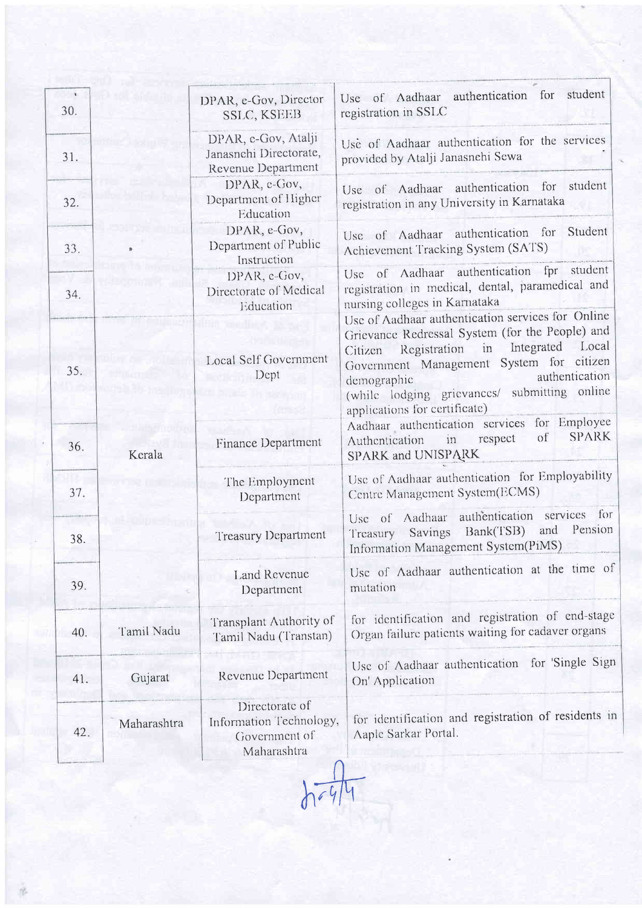| | | | |
|---|---|---|---|
| 30. | | DPAR, e-Gov, Director SSLC, KSEEB | Use of Aadhaar authentication for student registration in SSLC |
| 31. | | DPAR, e-Gov, Atalji Janasnehi Directorate, Revenue Department | Use of Aadhaar authentication for the services provided by Atalji Janasnehi Sewa |
| 32. | | DPAR, e-Gov, Department of Higher Education | Use of Aadhaar authentication for student registration in any University in Karnataka |
| 33. | | DPAR, e-Gov, Department of Public Instruction | Use of Aadhaar authentication for Student Achievement Tracking System (SATS) |
| 34. | | DPAR, e-Gov, Directorate of Medical Education | Use of Aadhaar authentication fpr student registration in medical, dental, paramedical and nursing colleges in Karnataka |
| 35. | Kerala | Local Self Government Dept | Use of Aadhaar authentication services for Online Grievance Redressal System (for the People) and Citizen Registration in Integrated Local Government Management System for citizen demographic authentication (while lodging grievances/ submitting online applications for certificate) |
| 36. | | Finance Department | Aadhaar authentication services for Employee Authentication in respect of SPARK SPARK and UNISPARK |
| 37. | | The Employment Department | Use of Aadhaar authentication for Employability Centre Management System(ECMS) |
| 38. | | Treasury Department | Use of Aadhaar authentication services for Treasury Savings Bank(TSB) and Pension Information Management System(PiMS) |
| 39. | | Land Revenue Department | Use of Aadhaar authentication at the time of mutation |
| 40. | Tamil Nadu | Transplant Authority of Tamil Nadu (Transtan) | for identification and registration of end-stage Organ failure patients waiting for cadaver organs |
| 41. | Gujarat | Revenue Department | Use of Aadhaar authentication for 'Single Sign On' Application |
| 42. | Maharashtra | Directorate of Information Technology, Government of Maharashtra | for identification and registration of residents in Aaple Sarkar Portal. |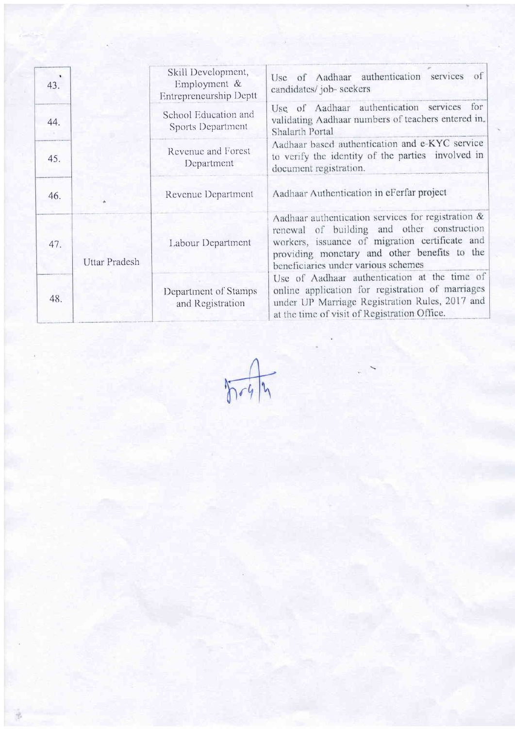| | | | |
|---|---|---|---|
| 43. | | Skill Development, Employment & Entrepreneurship Deptt | Use of Aadhaar authentication services of candidates/ job- seekers |
| 44. | | School Education and Sports Department | Use of Aadhaar authentication services for validating Aadhaar numbers of teachers entered in Shalarth Portal |
| 45. | | Revenue and Forest Department | Aadhaar based authentication and e-KYC service to verify the identity of the parties involved in document registration. |
| 46. | | Revenue Department | Aadhaar Authentication in eFerfar project |
| 47. | Uttar Pradesh | Labour Department | Aadhaar authentication services for registration & renewal of building and other construction workers, issuance of migration certificate and providing monetary and other benefits to the beneficiaries under various schemes |
| 48. | | Department of Stamps and Registration | Use of Aadhaar authentication at the time of online application for registration of marriages under UP Marriage Registration Rules, 2017 and at the time of visit of Registration Office. |